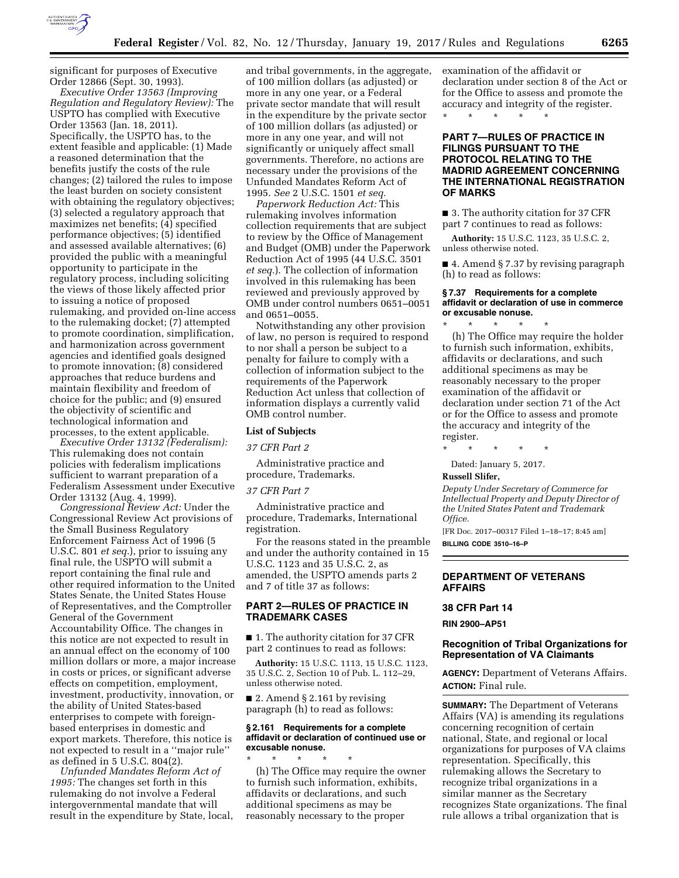significant for purposes of Executive Order 12866 (Sept. 30, 1993).

*Executive Order 13563 (Improving Regulation and Regulatory Review):* The USPTO has complied with Executive Order 13563 (Jan. 18, 2011). Specifically, the USPTO has, to the extent feasible and applicable: (1) Made a reasoned determination that the benefits justify the costs of the rule changes; (2) tailored the rules to impose the least burden on society consistent with obtaining the regulatory objectives; (3) selected a regulatory approach that maximizes net benefits; (4) specified performance objectives; (5) identified and assessed available alternatives; (6) provided the public with a meaningful opportunity to participate in the regulatory process, including soliciting the views of those likely affected prior to issuing a notice of proposed rulemaking, and provided on-line access to the rulemaking docket; (7) attempted to promote coordination, simplification, and harmonization across government agencies and identified goals designed to promote innovation; (8) considered approaches that reduce burdens and maintain flexibility and freedom of choice for the public; and (9) ensured the objectivity of scientific and technological information and processes, to the extent applicable.

*Executive Order 13132 (Federalism):* This rulemaking does not contain policies with federalism implications sufficient to warrant preparation of a Federalism Assessment under Executive Order 13132 (Aug. 4, 1999).

*Congressional Review Act:* Under the Congressional Review Act provisions of the Small Business Regulatory Enforcement Fairness Act of 1996 (5 U.S.C. 801 *et seq.*), prior to issuing any final rule, the USPTO will submit a report containing the final rule and other required information to the United States Senate, the United States House of Representatives, and the Comptroller General of the Government Accountability Office. The changes in this notice are not expected to result in an annual effect on the economy of 100 million dollars or more, a major increase in costs or prices, or significant adverse effects on competition, employment, investment, productivity, innovation, or the ability of United States-based enterprises to compete with foreign-based enterprises in domestic and export markets. Therefore, this notice is not expected to result in a ''major rule'' as defined in 5 U.S.C. 804(2).

*Unfunded Mandates Reform Act of 1995:* The changes set forth in this rulemaking do not involve a Federal intergovernmental mandate that will result in the expenditure by State, local, and tribal governments, in the aggregate, of 100 million dollars (as adjusted) or more in any one year, or a Federal private sector mandate that will result in the expenditure by the private sector of 100 million dollars (as adjusted) or more in any one year, and will not significantly or uniquely affect small governments. Therefore, no actions are necessary under the provisions of the Unfunded Mandates Reform Act of 1995. *See* 2 U.S.C. 1501 *et seq.*

*Paperwork Reduction Act:* This rulemaking involves information collection requirements that are subject to review by the Office of Management and Budget (OMB) under the Paperwork Reduction Act of 1995 (44 U.S.C. 3501 *et seq.*). The collection of information involved in this rulemaking has been reviewed and previously approved by OMB under control numbers 0651–0051 and 0651–0055.

Notwithstanding any other provision of law, no person is required to respond to nor shall a person be subject to a penalty for failure to comply with a collection of information subject to the requirements of the Paperwork Reduction Act unless that collection of information displays a currently valid OMB control number.

**List of Subjects**

*37 CFR Part 2*

Administrative practice and procedure, Trademarks.

*37 CFR Part 7*

Administrative practice and procedure, Trademarks, International registration.

For the reasons stated in the preamble and under the authority contained in 15 U.S.C. 1123 and 35 U.S.C. 2, as amended, the USPTO amends parts 2 and 7 of title 37 as follows:

## PART 2—RULES OF PRACTICE IN TRADEMARK CASES

■ 1. The authority citation for 37 CFR part 2 continues to read as follows:

**Authority:** 15 U.S.C. 1113, 15 U.S.C. 1123, 35 U.S.C. 2, Section 10 of Pub. L. 112–29, unless otherwise noted.

■ 2. Amend § 2.161 by revising paragraph (h) to read as follows:

**§ 2.161 Requirements for a complete affidavit or declaration of continued use or excusable nonuse.**

\* \* \* \* \*

(h) The Office may require the owner to furnish such information, exhibits, affidavits or declarations, and such additional specimens as may be reasonably necessary to the proper examination of the affidavit or declaration under section 8 of the Act or for the Office to assess and promote the accuracy and integrity of the register.

\* \* \* \* \*

## PART 7—RULES OF PRACTICE IN FILINGS PURSUANT TO THE PROTOCOL RELATING TO THE MADRID AGREEMENT CONCERNING THE INTERNATIONAL REGISTRATION OF MARKS

■ 3. The authority citation for 37 CFR part 7 continues to read as follows:

**Authority:** 15 U.S.C. 1123, 35 U.S.C. 2, unless otherwise noted.

■ 4. Amend § 7.37 by revising paragraph (h) to read as follows:

**§ 7.37 Requirements for a complete affidavit or declaration of use in commerce or excusable nonuse.**

\* \* \* \* \*

(h) The Office may require the holder to furnish such information, exhibits, affidavits or declarations, and such additional specimens as may be reasonably necessary to the proper examination of the affidavit or declaration under section 71 of the Act or for the Office to assess and promote the accuracy and integrity of the register.

\* \* \* \* \*

Dated: January 5, 2017.

**Russell Slifer,**

*Deputy Under Secretary of Commerce for Intellectual Property and Deputy Director of the United States Patent and Trademark Office.*

[FR Doc. 2017–00317 Filed 1–18–17; 8:45 am]

**BILLING CODE 3510–16–P**

---

# DEPARTMENT OF VETERANS AFFAIRS

## 38 CFR Part 14

**RIN 2900–AP51**

## Recognition of Tribal Organizations for Representation of VA Claimants

**AGENCY:** Department of Veterans Affairs.

**ACTION:** Final rule.

**SUMMARY:** The Department of Veterans Affairs (VA) is amending its regulations concerning recognition of certain national, State, and regional or local organizations for purposes of VA claims representation. Specifically, this rulemaking allows the Secretary to recognize tribal organizations in a similar manner as the Secretary recognizes State organizations. The final rule allows a tribal organization that is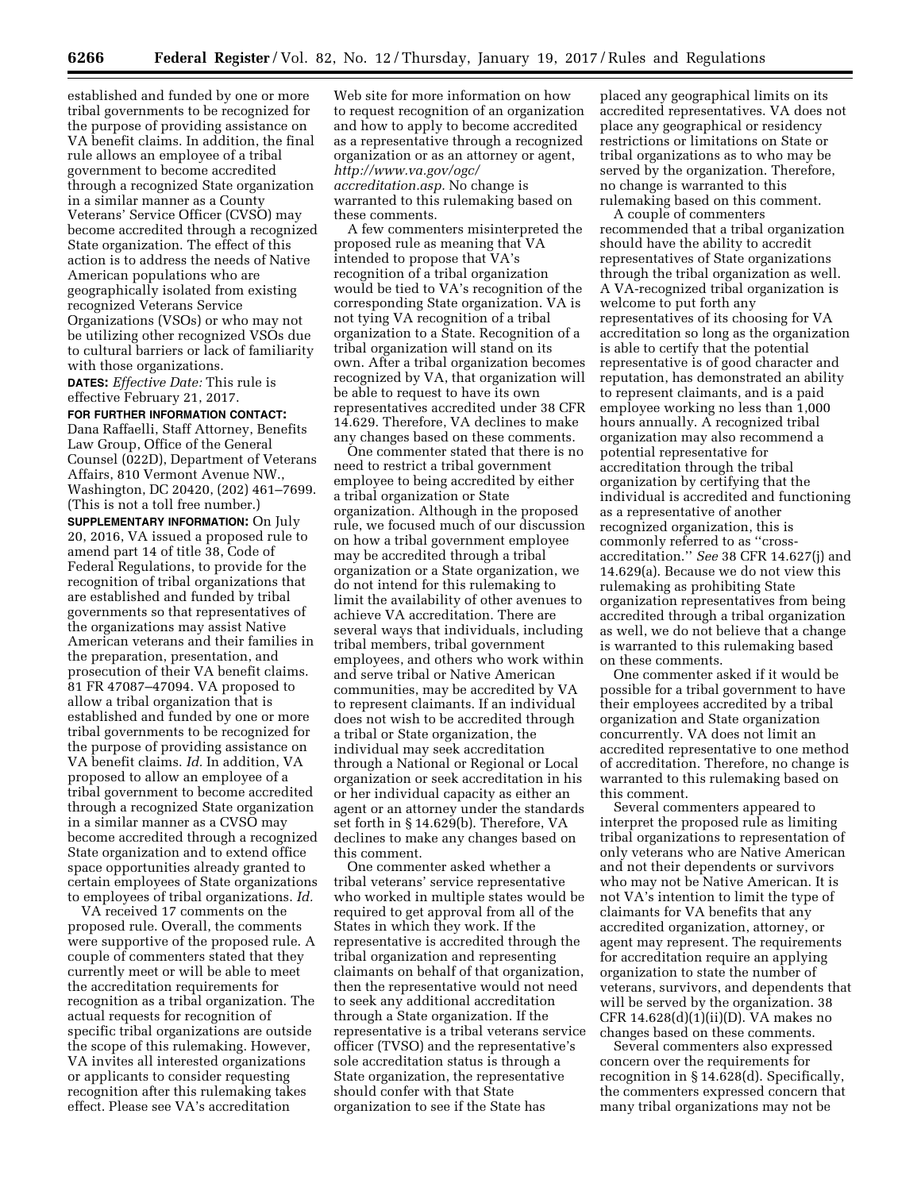established and funded by one or more tribal governments to be recognized for the purpose of providing assistance on VA benefit claims. In addition, the final rule allows an employee of a tribal government to become accredited through a recognized State organization in a similar manner as a County Veterans' Service Officer (CVSO) may become accredited through a recognized State organization. The effect of this action is to address the needs of Native American populations who are geographically isolated from existing recognized Veterans Service Organizations (VSOs) or who may not be utilizing other recognized VSOs due to cultural barriers or lack of familiarity with those organizations.

**DATES:** *Effective Date:* This rule is effective February 21, 2017.

**FOR FURTHER INFORMATION CONTACT:** Dana Raffaelli, Staff Attorney, Benefits Law Group, Office of the General Counsel (022D), Department of Veterans Affairs, 810 Vermont Avenue NW., Washington, DC 20420, (202) 461–7699. (This is not a toll free number.)

**SUPPLEMENTARY INFORMATION:** On July 20, 2016, VA issued a proposed rule to amend part 14 of title 38, Code of Federal Regulations, to provide for the recognition of tribal organizations that are established and funded by tribal governments so that representatives of the organizations may assist Native American veterans and their families in the preparation, presentation, and prosecution of their VA benefit claims. 81 FR 47087–47094. VA proposed to allow a tribal organization that is established and funded by one or more tribal governments to be recognized for the purpose of providing assistance on VA benefit claims. *Id.* In addition, VA proposed to allow an employee of a tribal government to become accredited through a recognized State organization in a similar manner as a CVSO may become accredited through a recognized State organization and to extend office space opportunities already granted to certain employees of State organizations to employees of tribal organizations. *Id.*

VA received 17 comments on the proposed rule. Overall, the comments were supportive of the proposed rule. A couple of commenters stated that they currently meet or will be able to meet the accreditation requirements for recognition as a tribal organization. The actual requests for recognition of specific tribal organizations are outside the scope of this rulemaking. However, VA invites all interested organizations or applicants to consider requesting recognition after this rulemaking takes effect. Please see VA's accreditation Web site for more information on how to request recognition of an organization and how to apply to become accredited as a representative through a recognized organization or as an attorney or agent, *http://www.va.gov/ogc/accreditation.asp.* No change is warranted to this rulemaking based on these comments.

A few commenters misinterpreted the proposed rule as meaning that VA intended to propose that VA's recognition of a tribal organization would be tied to VA's recognition of the corresponding State organization. VA is not tying VA recognition of a tribal organization to a State. Recognition of a tribal organization will stand on its own. After a tribal organization becomes recognized by VA, that organization will be able to request to have its own representatives accredited under 38 CFR 14.629. Therefore, VA declines to make any changes based on these comments.

One commenter stated that there is no need to restrict a tribal government employee to being accredited by either a tribal organization or State organization. Although in the proposed rule, we focused much of our discussion on how a tribal government employee may be accredited through a tribal organization or a State organization, we do not intend for this rulemaking to limit the availability of other avenues to achieve VA accreditation. There are several ways that individuals, including tribal members, tribal government employees, and others who work within and serve tribal or Native American communities, may be accredited by VA to represent claimants. If an individual does not wish to be accredited through a tribal or State organization, the individual may seek accreditation through a National or Regional or Local organization or seek accreditation in his or her individual capacity as either an agent or an attorney under the standards set forth in § 14.629(b). Therefore, VA declines to make any changes based on this comment.

One commenter asked whether a tribal veterans' service representative who worked in multiple states would be required to get approval from all of the States in which they work. If the representative is accredited through the tribal organization and representing claimants on behalf of that organization, then the representative would not need to seek any additional accreditation through a State organization. If the representative is a tribal veterans service officer (TVSO) and the representative's sole accreditation status is through a State organization, the representative should confer with that State organization to see if the State has placed any geographical limits on its accredited representatives. VA does not place any geographical or residency restrictions or limitations on State or tribal organizations as to who may be served by the organization. Therefore, no change is warranted to this rulemaking based on this comment.

A couple of commenters recommended that a tribal organization should have the ability to accredit representatives of State organizations through the tribal organization as well. A VA-recognized tribal organization is welcome to put forth any representatives of its choosing for VA accreditation so long as the organization is able to certify that the potential representative is of good character and reputation, has demonstrated an ability to represent claimants, and is a paid employee working no less than 1,000 hours annually. A recognized tribal organization may also recommend a potential representative for accreditation through the tribal organization by certifying that the individual is accredited and functioning as a representative of another recognized organization, this is commonly referred to as "cross-accreditation." *See* 38 CFR 14.627(j) and 14.629(a). Because we do not view this rulemaking as prohibiting State organization representatives from being accredited through a tribal organization as well, we do not believe that a change is warranted to this rulemaking based on these comments.

One commenter asked if it would be possible for a tribal government to have their employees accredited by a tribal organization and State organization concurrently. VA does not limit an accredited representative to one method of accreditation. Therefore, no change is warranted to this rulemaking based on this comment.

Several commenters appeared to interpret the proposed rule as limiting tribal organizations to representation of only veterans who are Native American and not their dependents or survivors who may not be Native American. It is not VA's intention to limit the type of claimants for VA benefits that any accredited organization, attorney, or agent may represent. The requirements for accreditation require an applying organization to state the number of veterans, survivors, and dependents that will be served by the organization. 38 CFR 14.628(d)(1)(ii)(D). VA makes no changes based on these comments.

Several commenters also expressed concern over the requirements for recognition in § 14.628(d). Specifically, the commenters expressed concern that many tribal organizations may not be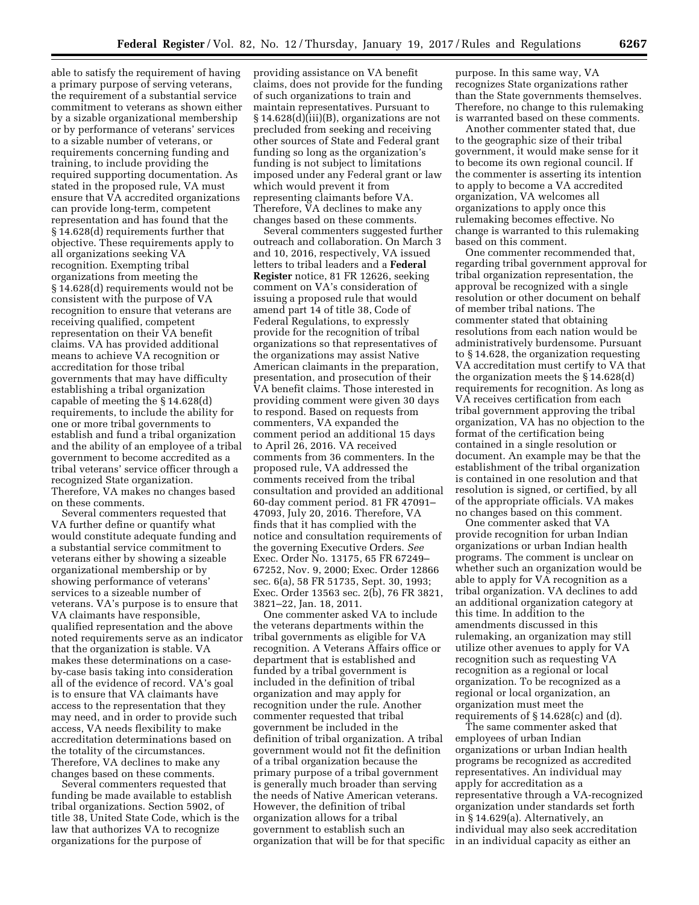able to satisfy the requirement of having a primary purpose of serving veterans, the requirement of a substantial service commitment to veterans as shown either by a sizable organizational membership or by performance of veterans' services to a sizable number of veterans, or requirements concerning funding and training, to include providing the required supporting documentation. As stated in the proposed rule, VA must ensure that VA accredited organizations can provide long-term, competent representation and has found that the § 14.628(d) requirements further that objective. These requirements apply to all organizations seeking VA recognition. Exempting tribal organizations from meeting the § 14.628(d) requirements would not be consistent with the purpose of VA recognition to ensure that veterans are receiving qualified, competent representation on their VA benefit claims. VA has provided additional means to achieve VA recognition or accreditation for those tribal governments that may have difficulty establishing a tribal organization capable of meeting the § 14.628(d) requirements, to include the ability for one or more tribal governments to establish and fund a tribal organization and the ability of an employee of a tribal government to become accredited as a tribal veterans' service officer through a recognized State organization. Therefore, VA makes no changes based on these comments.

Several commenters requested that VA further define or quantify what would constitute adequate funding and a substantial service commitment to veterans either by showing a sizeable organizational membership or by showing performance of veterans' services to a sizeable number of veterans. VA's purpose is to ensure that VA claimants have responsible, qualified representation and the above noted requirements serve as an indicator that the organization is stable. VA makes these determinations on a case-by-case basis taking into consideration all of the evidence of record. VA's goal is to ensure that VA claimants have access to the representation that they may need, and in order to provide such access, VA needs flexibility to make accreditation determinations based on the totality of the circumstances. Therefore, VA declines to make any changes based on these comments.

Several commenters requested that funding be made available to establish tribal organizations. Section 5902, of title 38, United State Code, which is the law that authorizes VA to recognize organizations for the purpose of providing assistance on VA benefit claims, does not provide for the funding of such organizations to train and maintain representatives. Pursuant to § 14.628(d)(iii)(B), organizations are not precluded from seeking and receiving other sources of State and Federal grant funding so long as the organization's funding is not subject to limitations imposed under any Federal grant or law which would prevent it from representing claimants before VA. Therefore, VA declines to make any changes based on these comments.

Several commenters suggested further outreach and collaboration. On March 3 and 10, 2016, respectively, VA issued letters to tribal leaders and a **Federal Register** notice, 81 FR 12626, seeking comment on VA's consideration of issuing a proposed rule that would amend part 14 of title 38, Code of Federal Regulations, to expressly provide for the recognition of tribal organizations so that representatives of the organizations may assist Native American claimants in the preparation, presentation, and prosecution of their VA benefit claims. Those interested in providing comment were given 30 days to respond. Based on requests from commenters, VA expanded the comment period an additional 15 days to April 26, 2016. VA received comments from 36 commenters. In the proposed rule, VA addressed the comments received from the tribal consultation and provided an additional 60-day comment period. 81 FR 47091–47093, July 20, 2016. Therefore, VA finds that it has complied with the notice and consultation requirements of the governing Executive Orders. *See* Exec. Order No. 13175, 65 FR 67249–67252, Nov. 9, 2000; Exec. Order 12866 sec. 6(a), 58 FR 51735, Sept. 30, 1993; Exec. Order 13563 sec. 2(b), 76 FR 3821, 3821–22, Jan. 18, 2011.

One commenter asked VA to include the veterans departments within the tribal governments as eligible for VA recognition. A Veterans Affairs office or department that is established and funded by a tribal government is included in the definition of tribal organization and may apply for recognition under the rule. Another commenter requested that tribal government be included in the definition of tribal organization. A tribal government would not fit the definition of a tribal organization because the primary purpose of a tribal government is generally much broader than serving the needs of Native American veterans. However, the definition of tribal organization allows for a tribal government to establish such an organization that will be for that specific purpose. In this same way, VA recognizes State organizations rather than the State governments themselves. Therefore, no change to this rulemaking is warranted based on these comments.

Another commenter stated that, due to the geographic size of their tribal government, it would make sense for it to become its own regional council. If the commenter is asserting its intention to apply to become a VA accredited organization, VA welcomes all organizations to apply once this rulemaking becomes effective. No change is warranted to this rulemaking based on this comment.

One commenter recommended that, regarding tribal government approval for tribal organization representation, the approval be recognized with a single resolution or other document on behalf of member tribal nations. The commenter stated that obtaining resolutions from each nation would be administratively burdensome. Pursuant to § 14.628, the organization requesting VA accreditation must certify to VA that the organization meets the § 14.628(d) requirements for recognition. As long as VA receives certification from each tribal government approving the tribal organization, VA has no objection to the format of the certification being contained in a single resolution or document. An example may be that the establishment of the tribal organization is contained in one resolution and that resolution is signed, or certified, by all of the appropriate officials. VA makes no changes based on this comment.

One commenter asked that VA provide recognition for urban Indian organizations or urban Indian health programs. The comment is unclear on whether such an organization would be able to apply for VA recognition as a tribal organization. VA declines to add an additional organization category at this time. In addition to the amendments discussed in this rulemaking, an organization may still utilize other avenues to apply for VA recognition such as requesting VA recognition as a regional or local organization. To be recognized as a regional or local organization, an organization must meet the requirements of § 14.628(c) and (d).

The same commenter asked that employees of urban Indian organizations or urban Indian health programs be recognized as accredited representatives. An individual may apply for accreditation as a representative through a VA-recognized organization under standards set forth in § 14.629(a). Alternatively, an individual may also seek accreditation in an individual capacity as either an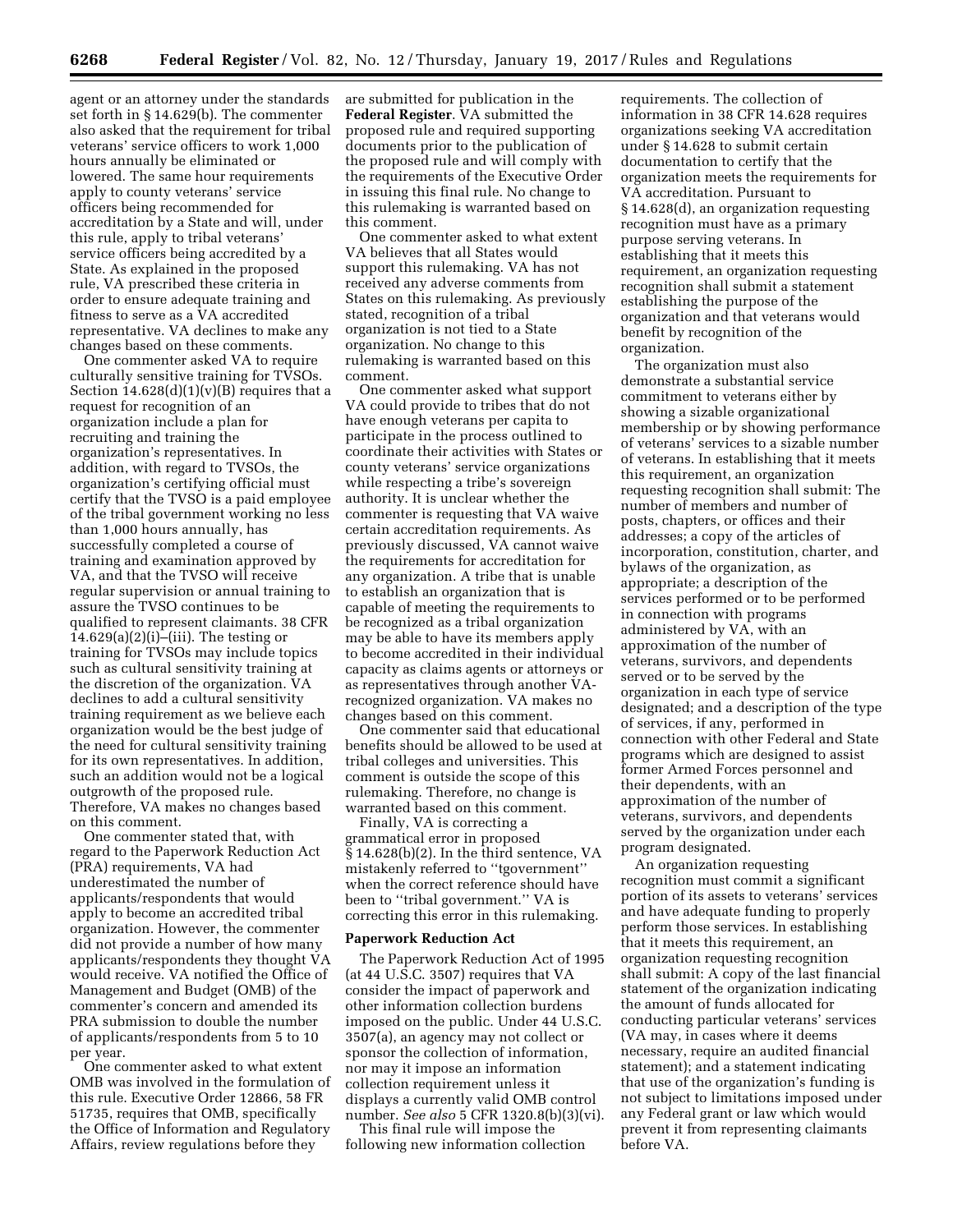agent or an attorney under the standards set forth in § 14.629(b). The commenter also asked that the requirement for tribal veterans' service officers to work 1,000 hours annually be eliminated or lowered. The same hour requirements apply to county veterans' service officers being recommended for accreditation by a State and will, under this rule, apply to tribal veterans' service officers being accredited by a State. As explained in the proposed rule, VA prescribed these criteria in order to ensure adequate training and fitness to serve as a VA accredited representative. VA declines to make any changes based on these comments.

One commenter asked VA to require culturally sensitive training for TVSOs. Section 14.628(d)(1)(v)(B) requires that a request for recognition of an organization include a plan for recruiting and training the organization's representatives. In addition, with regard to TVSOs, the organization's certifying official must certify that the TVSO is a paid employee of the tribal government working no less than 1,000 hours annually, has successfully completed a course of training and examination approved by VA, and that the TVSO will receive regular supervision or annual training to assure the TVSO continues to be qualified to represent claimants. 38 CFR 14.629(a)(2)(i)–(iii). The testing or training for TVSOs may include topics such as cultural sensitivity training at the discretion of the organization. VA declines to add a cultural sensitivity training requirement as we believe each organization would be the best judge of the need for cultural sensitivity training for its own representatives. In addition, such an addition would not be a logical outgrowth of the proposed rule. Therefore, VA makes no changes based on this comment.

One commenter stated that, with regard to the Paperwork Reduction Act (PRA) requirements, VA had underestimated the number of applicants/respondents that would apply to become an accredited tribal organization. However, the commenter did not provide a number of how many applicants/respondents they thought VA would receive. VA notified the Office of Management and Budget (OMB) of the commenter's concern and amended its PRA submission to double the number of applicants/respondents from 5 to 10 per year.

One commenter asked to what extent OMB was involved in the formulation of this rule. Executive Order 12866, 58 FR 51735, requires that OMB, specifically the Office of Information and Regulatory Affairs, review regulations before they are submitted for publication in the **Federal Register**. VA submitted the proposed rule and required supporting documents prior to the publication of the proposed rule and will comply with the requirements of the Executive Order in issuing this final rule. No change to this rulemaking is warranted based on this comment.

One commenter asked to what extent VA believes that all States would support this rulemaking. VA has not received any adverse comments from States on this rulemaking. As previously stated, recognition of a tribal organization is not tied to a State organization. No change to this rulemaking is warranted based on this comment.

One commenter asked what support VA could provide to tribes that do not have enough veterans per capita to participate in the process outlined to coordinate their activities with States or county veterans' service organizations while respecting a tribe's sovereign authority. It is unclear whether the commenter is requesting that VA waive certain accreditation requirements. As previously discussed, VA cannot waive the requirements for accreditation for any organization. A tribe that is unable to establish an organization that is capable of meeting the requirements to be recognized as a tribal organization may be able to have its members apply to become accredited in their individual capacity as claims agents or attorneys or as representatives through another VA-recognized organization. VA makes no changes based on this comment.

One commenter said that educational benefits should be allowed to be used at tribal colleges and universities. This comment is outside the scope of this rulemaking. Therefore, no change is warranted based on this comment.

Finally, VA is correcting a grammatical error in proposed § 14.628(b)(2). In the third sentence, VA mistakenly referred to "tgovernment" when the correct reference should have been to "tribal government." VA is correcting this error in this rulemaking.

## Paperwork Reduction Act

The Paperwork Reduction Act of 1995 (at 44 U.S.C. 3507) requires that VA consider the impact of paperwork and other information collection burdens imposed on the public. Under 44 U.S.C. 3507(a), an agency may not collect or sponsor the collection of information, nor may it impose an information collection requirement unless it displays a currently valid OMB control number. *See also* 5 CFR 1320.8(b)(3)(vi).

This final rule will impose the following new information collection requirements. The collection of information in 38 CFR 14.628 requires organizations seeking VA accreditation under § 14.628 to submit certain documentation to certify that the organization meets the requirements for VA accreditation. Pursuant to § 14.628(d), an organization requesting recognition must have as a primary purpose serving veterans. In establishing that it meets this requirement, an organization requesting recognition shall submit a statement establishing the purpose of the organization and that veterans would benefit by recognition of the organization.

The organization must also demonstrate a substantial service commitment to veterans either by showing a sizable organizational membership or by showing performance of veterans' services to a sizable number of veterans. In establishing that it meets this requirement, an organization requesting recognition shall submit: The number of members and number of posts, chapters, or offices and their addresses; a copy of the articles of incorporation, constitution, charter, and bylaws of the organization, as appropriate; a description of the services performed or to be performed in connection with programs administered by VA, with an approximation of the number of veterans, survivors, and dependents served or to be served by the organization in each type of service designated; and a description of the type of services, if any, performed in connection with other Federal and State programs which are designed to assist former Armed Forces personnel and their dependents, with an approximation of the number of veterans, survivors, and dependents served by the organization under each program designated.

An organization requesting recognition must commit a significant portion of its assets to veterans' services and have adequate funding to properly perform those services. In establishing that it meets this requirement, an organization requesting recognition shall submit: A copy of the last financial statement of the organization indicating the amount of funds allocated for conducting particular veterans' services (VA may, in cases where it deems necessary, require an audited financial statement); and a statement indicating that use of the organization's funding is not subject to limitations imposed under any Federal grant or law which would prevent it from representing claimants before VA.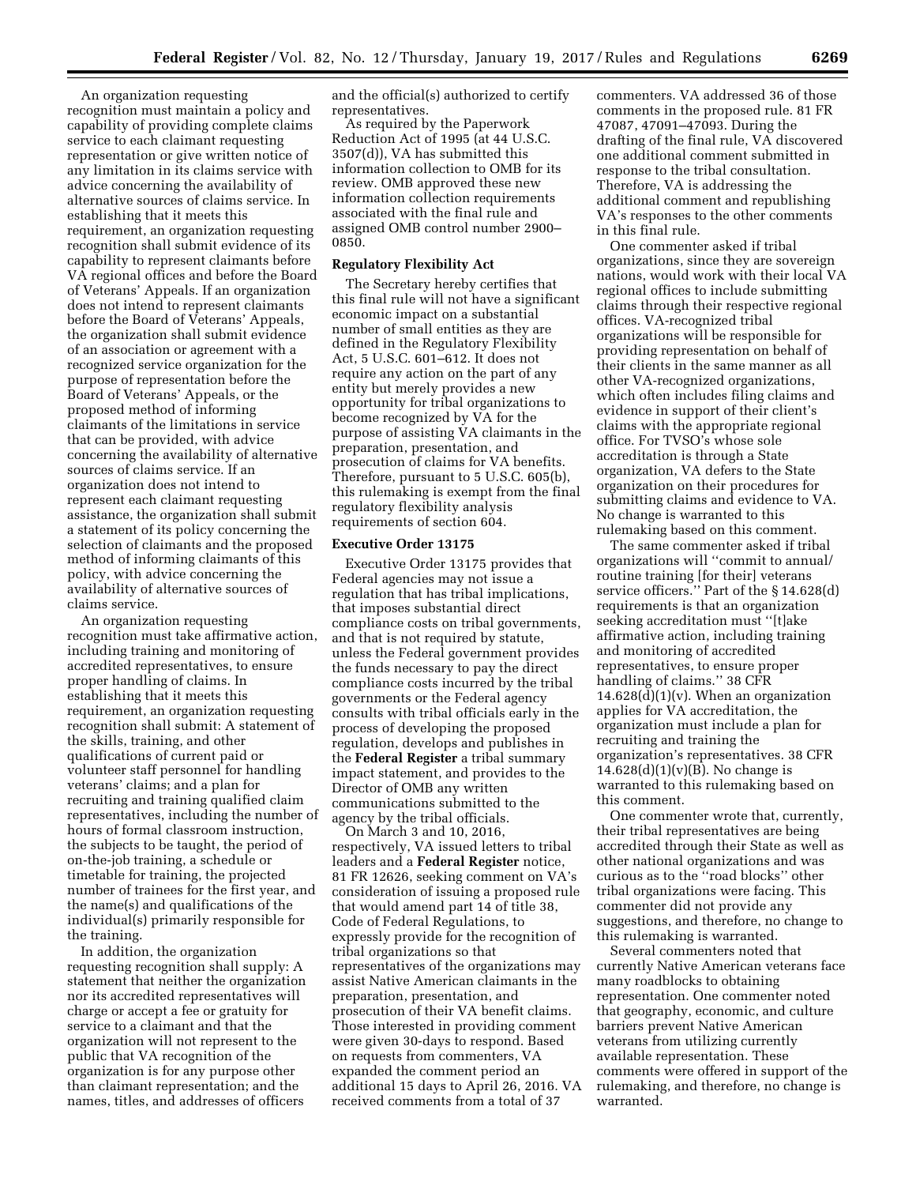An organization requesting recognition must maintain a policy and capability of providing complete claims service to each claimant requesting representation or give written notice of any limitation in its claims service with advice concerning the availability of alternative sources of claims service. In establishing that it meets this requirement, an organization requesting recognition shall submit evidence of its capability to represent claimants before VA regional offices and before the Board of Veterans' Appeals. If an organization does not intend to represent claimants before the Board of Veterans' Appeals, the organization shall submit evidence of an association or agreement with a recognized service organization for the purpose of representation before the Board of Veterans' Appeals, or the proposed method of informing claimants of the limitations in service that can be provided, with advice concerning the availability of alternative sources of claims service. If an organization does not intend to represent each claimant requesting assistance, the organization shall submit a statement of its policy concerning the selection of claimants and the proposed method of informing claimants of this policy, with advice concerning the availability of alternative sources of claims service.

An organization requesting recognition must take affirmative action, including training and monitoring of accredited representatives, to ensure proper handling of claims. In establishing that it meets this requirement, an organization requesting recognition shall submit: A statement of the skills, training, and other qualifications of current paid or volunteer staff personnel for handling veterans' claims; and a plan for recruiting and training qualified claim representatives, including the number of hours of formal classroom instruction, the subjects to be taught, the period of on-the-job training, a schedule or timetable for training, the projected number of trainees for the first year, and the name(s) and qualifications of the individual(s) primarily responsible for the training.

In addition, the organization requesting recognition shall supply: A statement that neither the organization nor its accredited representatives will charge or accept a fee or gratuity for service to a claimant and that the organization will not represent to the public that VA recognition of the organization is for any purpose other than claimant representation; and the names, titles, and addresses of officers and the official(s) authorized to certify representatives.

As required by the Paperwork Reduction Act of 1995 (at 44 U.S.C. 3507(d)), VA has submitted this information collection to OMB for its review. OMB approved these new information collection requirements associated with the final rule and assigned OMB control number 2900–0850.

**Regulatory Flexibility Act**

The Secretary hereby certifies that this final rule will not have a significant economic impact on a substantial number of small entities as they are defined in the Regulatory Flexibility Act, 5 U.S.C. 601–612. It does not require any action on the part of any entity but merely provides a new opportunity for tribal organizations to become recognized by VA for the purpose of assisting VA claimants in the preparation, presentation, and prosecution of claims for VA benefits. Therefore, pursuant to 5 U.S.C. 605(b), this rulemaking is exempt from the final regulatory flexibility analysis requirements of section 604.

**Executive Order 13175**

Executive Order 13175 provides that Federal agencies may not issue a regulation that has tribal implications, that imposes substantial direct compliance costs on tribal governments, and that is not required by statute, unless the Federal government provides the funds necessary to pay the direct compliance costs incurred by the tribal governments or the Federal agency consults with tribal officials early in the process of developing the proposed regulation, develops and publishes in the **Federal Register** a tribal summary impact statement, and provides to the Director of OMB any written communications submitted to the agency by the tribal officials.

On March 3 and 10, 2016, respectively, VA issued letters to tribal leaders and a **Federal Register** notice, 81 FR 12626, seeking comment on VA's consideration of issuing a proposed rule that would amend part 14 of title 38, Code of Federal Regulations, to expressly provide for the recognition of tribal organizations so that representatives of the organizations may assist Native American claimants in the preparation, presentation, and prosecution of their VA benefit claims. Those interested in providing comment were given 30-days to respond. Based on requests from commenters, VA expanded the comment period an additional 15 days to April 26, 2016. VA received comments from a total of 37 commenters. VA addressed 36 of those comments in the proposed rule. 81 FR 47087, 47091–47093. During the drafting of the final rule, VA discovered one additional comment submitted in response to the tribal consultation. Therefore, VA is addressing the additional comment and republishing VA's responses to the other comments in this final rule.

One commenter asked if tribal organizations, since they are sovereign nations, would work with their local VA regional offices to include submitting claims through their respective regional offices. VA-recognized tribal organizations will be responsible for providing representation on behalf of their clients in the same manner as all other VA-recognized organizations, which often includes filing claims and evidence in support of their client's claims with the appropriate regional office. For TVSO's whose sole accreditation is through a State organization, VA defers to the State organization on their procedures for submitting claims and evidence to VA. No change is warranted to this rulemaking based on this comment.

The same commenter asked if tribal organizations will ''commit to annual/routine training [for their] veterans service officers.'' Part of the § 14.628(d) requirements is that an organization seeking accreditation must ''[t]ake affirmative action, including training and monitoring of accredited representatives, to ensure proper handling of claims.'' 38 CFR 14.628(d)(1)(v). When an organization applies for VA accreditation, the organization must include a plan for recruiting and training the organization's representatives. 38 CFR 14.628(d)(1)(v)(B). No change is warranted to this rulemaking based on this comment.

One commenter wrote that, currently, their tribal representatives are being accredited through their State as well as other national organizations and was curious as to the ''road blocks'' other tribal organizations were facing. This commenter did not provide any suggestions, and therefore, no change to this rulemaking is warranted.

Several commenters noted that currently Native American veterans face many roadblocks to obtaining representation. One commenter noted that geography, economic, and culture barriers prevent Native American veterans from utilizing currently available representation. These comments were offered in support of the rulemaking, and therefore, no change is warranted.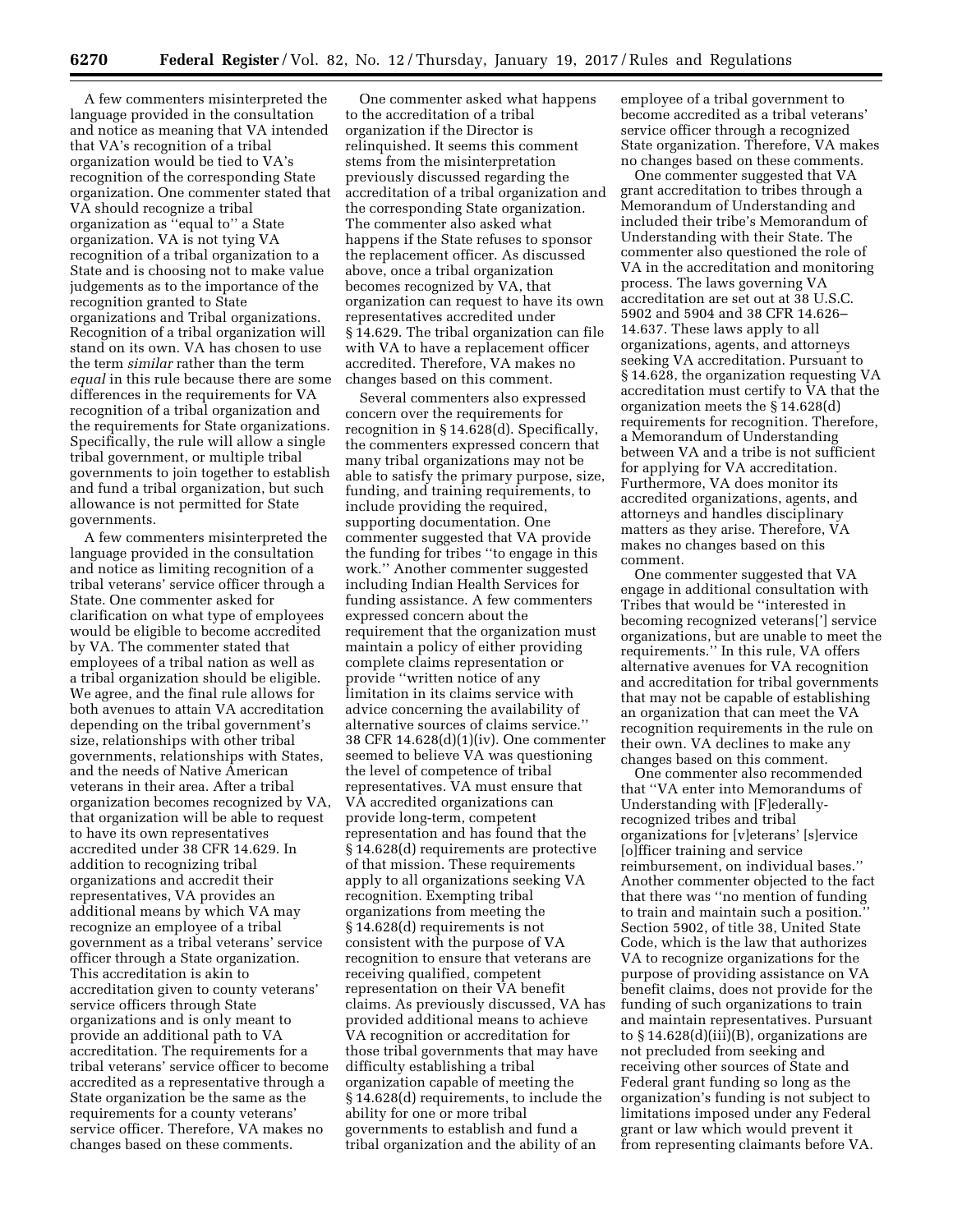A few commenters misinterpreted the language provided in the consultation and notice as meaning that VA intended that VA's recognition of a tribal organization would be tied to VA's recognition of the corresponding State organization. One commenter stated that VA should recognize a tribal organization as ''equal to'' a State organization. VA is not tying VA recognition of a tribal organization to a State and is choosing not to make value judgements as to the importance of the recognition granted to State organizations and Tribal organizations. Recognition of a tribal organization will stand on its own. VA has chosen to use the term *similar* rather than the term *equal* in this rule because there are some differences in the requirements for VA recognition of a tribal organization and the requirements for State organizations. Specifically, the rule will allow a single tribal government, or multiple tribal governments to join together to establish and fund a tribal organization, but such allowance is not permitted for State governments.

A few commenters misinterpreted the language provided in the consultation and notice as limiting recognition of a tribal veterans' service officer through a State. One commenter asked for clarification on what type of employees would be eligible to become accredited by VA. The commenter stated that employees of a tribal nation as well as a tribal organization should be eligible. We agree, and the final rule allows for both avenues to attain VA accreditation depending on the tribal government's size, relationships with other tribal governments, relationships with States, and the needs of Native American veterans in their area. After a tribal organization becomes recognized by VA, that organization will be able to request to have its own representatives accredited under 38 CFR 14.629. In addition to recognizing tribal organizations and accredit their representatives, VA provides an additional means by which VA may recognize an employee of a tribal government as a tribal veterans' service officer through a State organization. This accreditation is akin to accreditation given to county veterans' service officers through State organizations and is only meant to provide an additional path to VA accreditation. The requirements for a tribal veterans' service officer to become accredited as a representative through a State organization be the same as the requirements for a county veterans' service officer. Therefore, VA makes no changes based on these comments.

One commenter asked what happens to the accreditation of a tribal organization if the Director is relinquished. It seems this comment stems from the misinterpretation previously discussed regarding the accreditation of a tribal organization and the corresponding State organization. The commenter also asked what happens if the State refuses to sponsor the replacement officer. As discussed above, once a tribal organization becomes recognized by VA, that organization can request to have its own representatives accredited under § 14.629. The tribal organization can file with VA to have a replacement officer accredited. Therefore, VA makes no changes based on this comment.

Several commenters also expressed concern over the requirements for recognition in § 14.628(d). Specifically, the commenters expressed concern that many tribal organizations may not be able to satisfy the primary purpose, size, funding, and training requirements, to include providing the required, supporting documentation. One commenter suggested that VA provide the funding for tribes ''to engage in this work.'' Another commenter suggested including Indian Health Services for funding assistance. A few commenters expressed concern about the requirement that the organization must maintain a policy of either providing complete claims representation or provide ''written notice of any limitation in its claims service with advice concerning the availability of alternative sources of claims service.'' 38 CFR 14.628(d)(1)(iv). One commenter seemed to believe VA was questioning the level of competence of tribal representatives. VA must ensure that VA accredited organizations can provide long-term, competent representation and has found that the § 14.628(d) requirements are protective of that mission. These requirements apply to all organizations seeking VA recognition. Exempting tribal organizations from meeting the § 14.628(d) requirements is not consistent with the purpose of VA recognition to ensure that veterans are receiving qualified, competent representation on their VA benefit claims. As previously discussed, VA has provided additional means to achieve VA recognition or accreditation for those tribal governments that may have difficulty establishing a tribal organization capable of meeting the § 14.628(d) requirements, to include the ability for one or more tribal governments to establish and fund a tribal organization and the ability of an employee of a tribal government to become accredited as a tribal veterans' service officer through a recognized State organization. Therefore, VA makes no changes based on these comments.

One commenter suggested that VA grant accreditation to tribes through a Memorandum of Understanding and included their tribe's Memorandum of Understanding with their State. The commenter also questioned the role of VA in the accreditation and monitoring process. The laws governing VA accreditation are set out at 38 U.S.C. 5902 and 5904 and 38 CFR 14.626–14.637. These laws apply to all organizations, agents, and attorneys seeking VA accreditation. Pursuant to § 14.628, the organization requesting VA accreditation must certify to VA that the organization meets the § 14.628(d) requirements for recognition. Therefore, a Memorandum of Understanding between VA and a tribe is not sufficient for applying for VA accreditation. Furthermore, VA does monitor its accredited organizations, agents, and attorneys and handles disciplinary matters as they arise. Therefore, VA makes no changes based on this comment.

One commenter suggested that VA engage in additional consultation with Tribes that would be ''interested in becoming recognized veterans['] service organizations, but are unable to meet the requirements.'' In this rule, VA offers alternative avenues for VA recognition and accreditation for tribal governments that may not be capable of establishing an organization that can meet the VA recognition requirements in the rule on their own. VA declines to make any changes based on this comment.

One commenter also recommended that ''VA enter into Memorandums of Understanding with [F]ederally-recognized tribes and tribal organizations for [v]eterans' [s]ervice [o]fficer training and service reimbursement, on individual bases.'' Another commenter objected to the fact that there was ''no mention of funding to train and maintain such a position.'' Section 5902, of title 38, United State Code, which is the law that authorizes VA to recognize organizations for the purpose of providing assistance on VA benefit claims, does not provide for the funding of such organizations to train and maintain representatives. Pursuant to § 14.628(d)(iii)(B), organizations are not precluded from seeking and receiving other sources of State and Federal grant funding so long as the organization's funding is not subject to limitations imposed under any Federal grant or law which would prevent it from representing claimants before VA.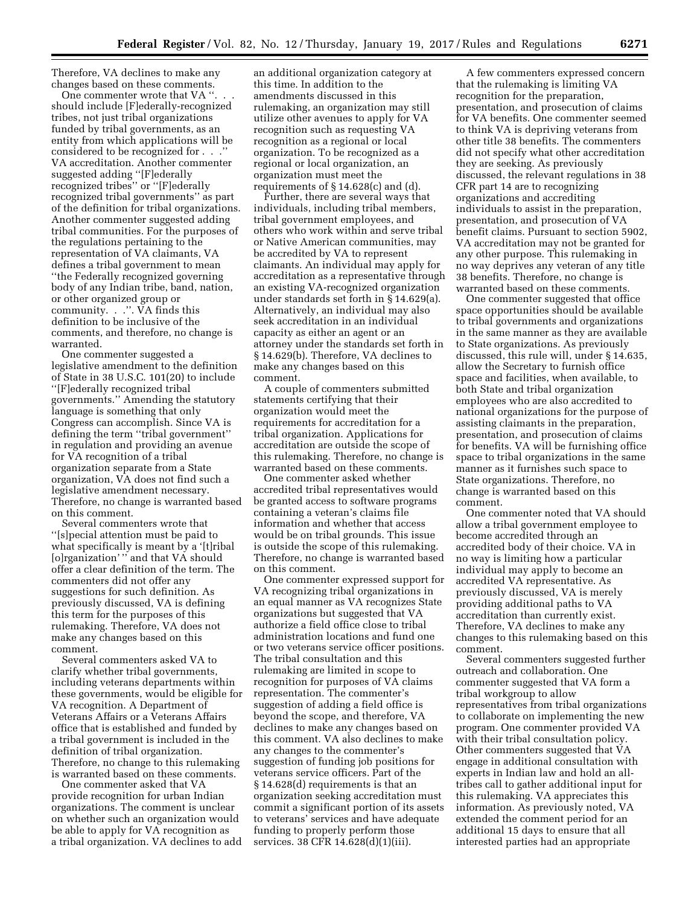Therefore, VA declines to make any changes based on these comments.

One commenter wrote that VA ''. . . should include [F]ederally-recognized tribes, not just tribal organizations funded by tribal governments, as an entity from which applications will be considered to be recognized for . . .'' VA accreditation. Another commenter suggested adding ''[F]ederally recognized tribes'' or ''[F]ederally recognized tribal governments'' as part of the definition for tribal organizations. Another commenter suggested adding tribal communities. For the purposes of the regulations pertaining to the representation of VA claimants, VA defines a tribal government to mean ''the Federally recognized governing body of any Indian tribe, band, nation, or other organized group or community. . .''. VA finds this definition to be inclusive of the comments, and therefore, no change is warranted.

One commenter suggested a legislative amendment to the definition of State in 38 U.S.C. 101(20) to include ''[F]ederally recognized tribal governments.'' Amending the statutory language is something that only Congress can accomplish. Since VA is defining the term ''tribal government'' in regulation and providing an avenue for VA recognition of a tribal organization separate from a State organization, VA does not find such a legislative amendment necessary. Therefore, no change is warranted based on this comment.

Several commenters wrote that ''[s]pecial attention must be paid to what specifically is meant by a '[t]ribal [o]rganization' '' and that VA should offer a clear definition of the term. The commenters did not offer any suggestions for such definition. As previously discussed, VA is defining this term for the purposes of this rulemaking. Therefore, VA does not make any changes based on this comment.

Several commenters asked VA to clarify whether tribal governments, including veterans departments within these governments, would be eligible for VA recognition. A Department of Veterans Affairs or a Veterans Affairs office that is established and funded by a tribal government is included in the definition of tribal organization. Therefore, no change to this rulemaking is warranted based on these comments.

One commenter asked that VA provide recognition for urban Indian organizations. The comment is unclear on whether such an organization would be able to apply for VA recognition as a tribal organization. VA declines to add an additional organization category at this time. In addition to the amendments discussed in this rulemaking, an organization may still utilize other avenues to apply for VA recognition such as requesting VA recognition as a regional or local organization. To be recognized as a regional or local organization, an organization must meet the requirements of § 14.628(c) and (d).

Further, there are several ways that individuals, including tribal members, tribal government employees, and others who work within and serve tribal or Native American communities, may be accredited by VA to represent claimants. An individual may apply for accreditation as a representative through an existing VA-recognized organization under standards set forth in § 14.629(a). Alternatively, an individual may also seek accreditation in an individual capacity as either an agent or an attorney under the standards set forth in § 14.629(b). Therefore, VA declines to make any changes based on this comment.

A couple of commenters submitted statements certifying that their organization would meet the requirements for accreditation for a tribal organization. Applications for accreditation are outside the scope of this rulemaking. Therefore, no change is warranted based on these comments.

One commenter asked whether accredited tribal representatives would be granted access to software programs containing a veteran's claims file information and whether that access would be on tribal grounds. This issue is outside the scope of this rulemaking. Therefore, no change is warranted based on this comment.

One commenter expressed support for VA recognizing tribal organizations in an equal manner as VA recognizes State organizations but suggested that VA authorize a field office close to tribal administration locations and fund one or two veterans service officer positions. The tribal consultation and this rulemaking are limited in scope to recognition for purposes of VA claims representation. The commenter's suggestion of adding a field office is beyond the scope, and therefore, VA declines to make any changes based on this comment. VA also declines to make any changes to the commenter's suggestion of funding job positions for veterans service officers. Part of the § 14.628(d) requirements is that an organization seeking accreditation must commit a significant portion of its assets to veterans' services and have adequate funding to properly perform those services. 38 CFR 14.628(d)(1)(iii).

A few commenters expressed concern that the rulemaking is limiting VA recognition for the preparation, presentation, and prosecution of claims for VA benefits. One commenter seemed to think VA is depriving veterans from other title 38 benefits. The commenters did not specify what other accreditation they are seeking. As previously discussed, the relevant regulations in 38 CFR part 14 are to recognizing organizations and accrediting individuals to assist in the preparation, presentation, and prosecution of VA benefit claims. Pursuant to section 5902, VA accreditation may not be granted for any other purpose. This rulemaking in no way deprives any veteran of any title 38 benefits. Therefore, no change is warranted based on these comments.

One commenter suggested that office space opportunities should be available to tribal governments and organizations in the same manner as they are available to State organizations. As previously discussed, this rule will, under § 14.635, allow the Secretary to furnish office space and facilities, when available, to both State and tribal organization employees who are also accredited to national organizations for the purpose of assisting claimants in the preparation, presentation, and prosecution of claims for benefits. VA will be furnishing office space to tribal organizations in the same manner as it furnishes such space to State organizations. Therefore, no change is warranted based on this comment.

One commenter noted that VA should allow a tribal government employee to become accredited through an accredited body of their choice. VA in no way is limiting how a particular individual may apply to become an accredited VA representative. As previously discussed, VA is merely providing additional paths to VA accreditation than currently exist. Therefore, VA declines to make any changes to this rulemaking based on this comment.

Several commenters suggested further outreach and collaboration. One commenter suggested that VA form a tribal workgroup to allow representatives from tribal organizations to collaborate on implementing the new program. One commenter provided VA with their tribal consultation policy. Other commenters suggested that VA engage in additional consultation with experts in Indian law and hold an all-tribes call to gather additional input for this rulemaking. VA appreciates this information. As previously noted, VA extended the comment period for an additional 15 days to ensure that all interested parties had an appropriate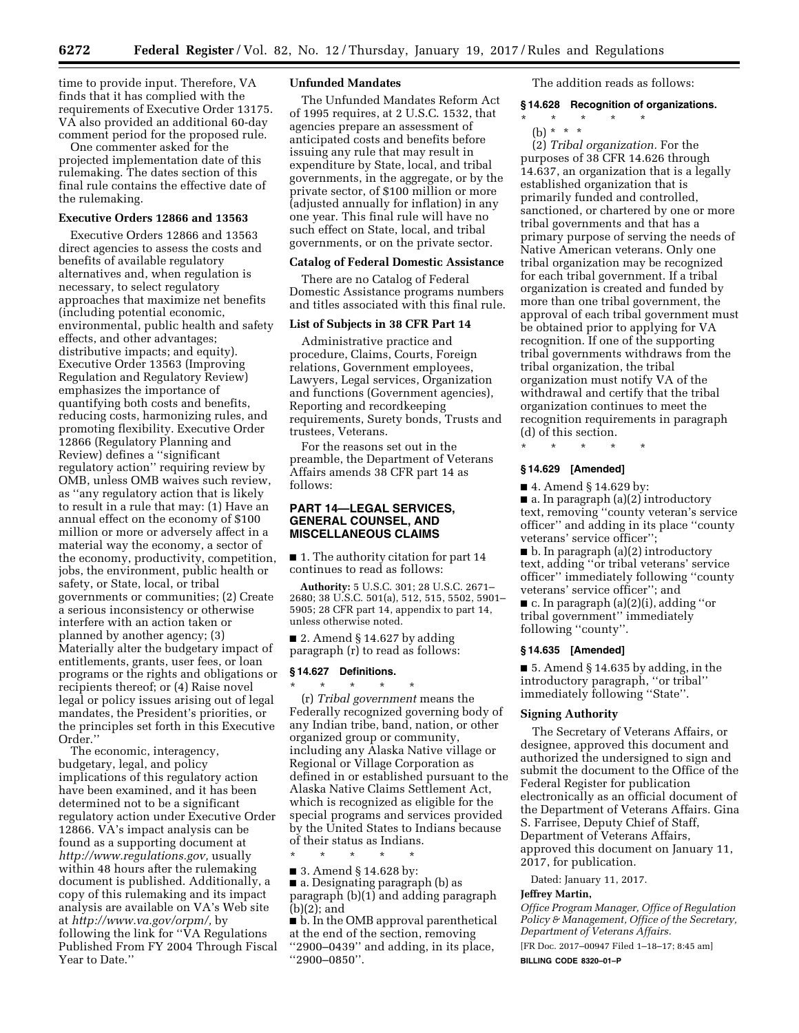time to provide input. Therefore, VA finds that it has complied with the requirements of Executive Order 13175. VA also provided an additional 60-day comment period for the proposed rule.

One commenter asked for the projected implementation date of this rulemaking. The dates section of this final rule contains the effective date of the rulemaking.

**Executive Orders 12866 and 13563**

Executive Orders 12866 and 13563 direct agencies to assess the costs and benefits of available regulatory alternatives and, when regulation is necessary, to select regulatory approaches that maximize net benefits (including potential economic, environmental, public health and safety effects, and other advantages; distributive impacts; and equity). Executive Order 13563 (Improving Regulation and Regulatory Review) emphasizes the importance of quantifying both costs and benefits, reducing costs, harmonizing rules, and promoting flexibility. Executive Order 12866 (Regulatory Planning and Review) defines a ''significant regulatory action'' requiring review by OMB, unless OMB waives such review, as ''any regulatory action that is likely to result in a rule that may: (1) Have an annual effect on the economy of $100 million or more or adversely affect in a material way the economy, a sector of the economy, productivity, competition, jobs, the environment, public health or safety, or State, local, or tribal governments or communities; (2) Create a serious inconsistency or otherwise interfere with an action taken or planned by another agency; (3) Materially alter the budgetary impact of entitlements, grants, user fees, or loan programs or the rights and obligations or recipients thereof; or (4) Raise novel legal or policy issues arising out of legal mandates, the President's priorities, or the principles set forth in this Executive Order.''

The economic, interagency, budgetary, legal, and policy implications of this regulatory action have been examined, and it has been determined not to be a significant regulatory action under Executive Order 12866. VA's impact analysis can be found as a supporting document at *http://www.regulations.gov,* usually within 48 hours after the rulemaking document is published. Additionally, a copy of this rulemaking and its impact analysis are available on VA's Web site at *http://www.va.gov/orpm/,* by following the link for ''VA Regulations Published From FY 2004 Through Fiscal Year to Date.''

**Unfunded Mandates**

The Unfunded Mandates Reform Act of 1995 requires, at 2 U.S.C. 1532, that agencies prepare an assessment of anticipated costs and benefits before issuing any rule that may result in expenditure by State, local, and tribal governments, in the aggregate, or by the private sector, of $100 million or more (adjusted annually for inflation) in any one year. This final rule will have no such effect on State, local, and tribal governments, or on the private sector.

**Catalog of Federal Domestic Assistance**

There are no Catalog of Federal Domestic Assistance programs numbers and titles associated with this final rule.

**List of Subjects in 38 CFR Part 14**

Administrative practice and procedure, Claims, Courts, Foreign relations, Government employees, Lawyers, Legal services, Organization and functions (Government agencies), Reporting and recordkeeping requirements, Surety bonds, Trusts and trustees, Veterans.

For the reasons set out in the preamble, the Department of Veterans Affairs amends 38 CFR part 14 as follows:

**PART 14—LEGAL SERVICES, GENERAL COUNSEL, AND MISCELLANEOUS CLAIMS**

■ 1. The authority citation for part 14 continues to read as follows:

**Authority:** 5 U.S.C. 301; 28 U.S.C. 2671–2680; 38 U.S.C. 501(a), 512, 515, 5502, 5901–5905; 28 CFR part 14, appendix to part 14, unless otherwise noted.

■ 2. Amend § 14.627 by adding paragraph (r) to read as follows:

**§ 14.627 Definitions.**

\* \* \* \* \*

(r) *Tribal government* means the Federally recognized governing body of any Indian tribe, band, nation, or other organized group or community, including any Alaska Native village or Regional or Village Corporation as defined in or established pursuant to the Alaska Native Claims Settlement Act, which is recognized as eligible for the special programs and services provided by the United States to Indians because of their status as Indians.

\* \* \* \* \*

■ 3. Amend § 14.628 by:

■ a. Designating paragraph (b) as paragraph (b)(1) and adding paragraph (b)(2); and

■ b. In the OMB approval parenthetical at the end of the section, removing ''2900–0439'' and adding, in its place, ''2900–0850''.

The addition reads as follows:

**§ 14.628 Recognition of organizations.**

\* \* \* \* \*

(b) \* \* \*

(2) *Tribal organization.* For the purposes of 38 CFR 14.626 through 14.637, an organization that is a legally established organization that is primarily funded and controlled, sanctioned, or chartered by one or more tribal governments and that has a primary purpose of serving the needs of Native American veterans. Only one tribal organization may be recognized for each tribal government. If a tribal organization is created and funded by more than one tribal government, the approval of each tribal government must be obtained prior to applying for VA recognition. If one of the supporting tribal governments withdraws from the tribal organization, the tribal organization must notify VA of the withdrawal and certify that the tribal organization continues to meet the recognition requirements in paragraph (d) of this section.

\* \* \* \* \*

**§ 14.629 [Amended]**

■ 4. Amend § 14.629 by:

■ a. In paragraph (a)(2) introductory text, removing ''county veteran's service officer'' and adding in its place ''county veterans' service officer'';

■ b. In paragraph (a)(2) introductory text, adding ''or tribal veterans' service officer'' immediately following ''county veterans' service officer''; and

■ c. In paragraph (a)(2)(i), adding ''or tribal government'' immediately following ''county''.

**§ 14.635 [Amended]**

■ 5. Amend § 14.635 by adding, in the introductory paragraph, ''or tribal'' immediately following ''State''.

**Signing Authority**

The Secretary of Veterans Affairs, or designee, approved this document and authorized the undersigned to sign and submit the document to the Office of the Federal Register for publication electronically as an official document of the Department of Veterans Affairs. Gina S. Farrisee, Deputy Chief of Staff, Department of Veterans Affairs, approved this document on January 11, 2017, for publication.

Dated: January 11, 2017.

**Jeffrey Martin,**

*Office Program Manager, Office of Regulation Policy & Management, Office of the Secretary, Department of Veterans Affairs.*

[FR Doc. 2017–00947 Filed 1–18–17; 8:45 am]

**BILLING CODE 8320–01–P**